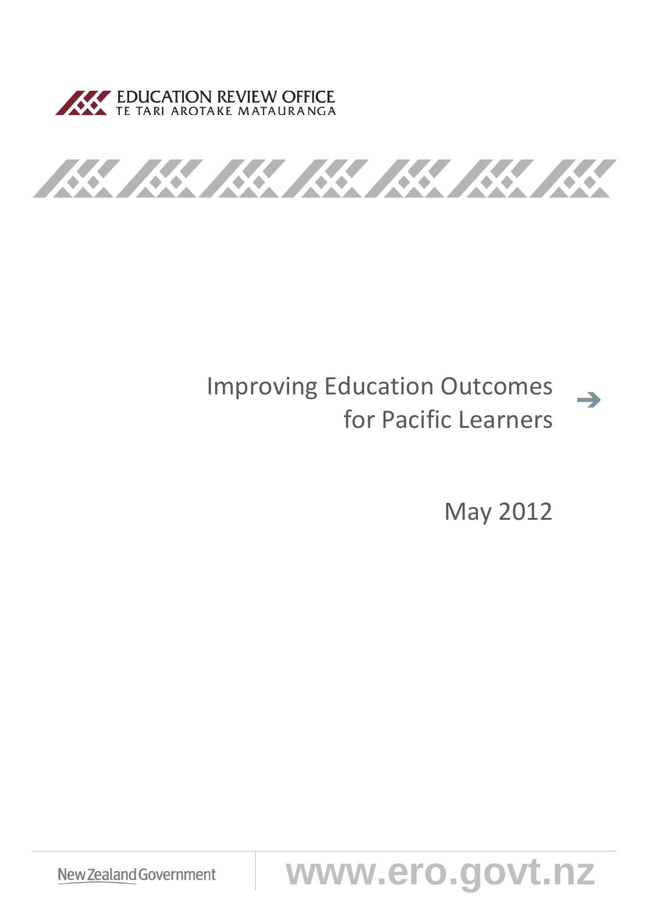EDUCATION REVIEW OFFICE
TE TARI AROTAKE MATAURANGA

# Improving Education Outcomes for Pacific Learners

May 2012

New Zealand Government

www.ero.govt.nz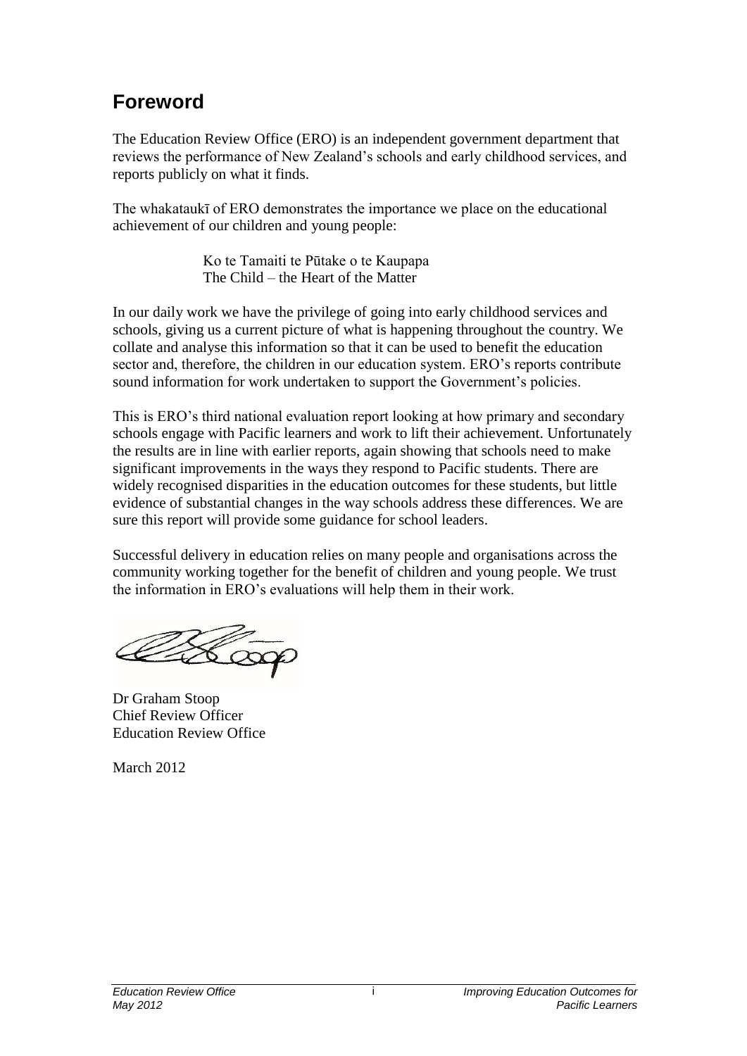## Foreword

The Education Review Office (ERO) is an independent government department that reviews the performance of New Zealand's schools and early childhood services, and reports publicly on what it finds.

The whakataukī of ERO demonstrates the importance we place on the educational achievement of our children and young people:

> Ko te Tamaiti te Pūtake o te Kaupapa
> The Child – the Heart of the Matter

In our daily work we have the privilege of going into early childhood services and schools, giving us a current picture of what is happening throughout the country. We collate and analyse this information so that it can be used to benefit the education sector and, therefore, the children in our education system. ERO's reports contribute sound information for work undertaken to support the Government's policies.

This is ERO's third national evaluation report looking at how primary and secondary schools engage with Pacific learners and work to lift their achievement. Unfortunately the results are in line with earlier reports, again showing that schools need to make significant improvements in the ways they respond to Pacific students. There are widely recognised disparities in the education outcomes for these students, but little evidence of substantial changes in the way schools address these differences. We are sure this report will provide some guidance for school leaders.

Successful delivery in education relies on many people and organisations across the community working together for the benefit of children and young people. We trust the information in ERO's evaluations will help them in their work.

Dr Graham Stoop
Chief Review Officer
Education Review Office

March 2012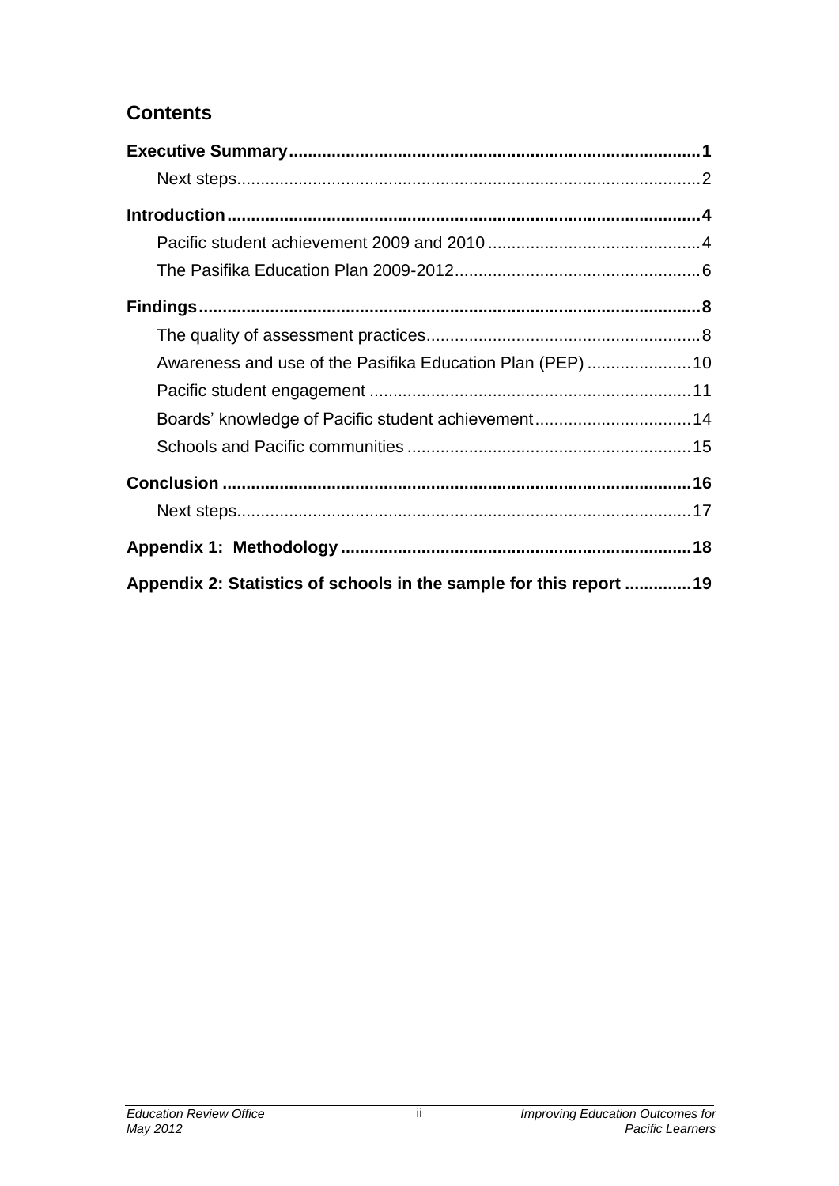## Contents

**Executive Summary** ........................................................................................ **1**

- Next steps........................................................................................ 2

**Introduction** ........................................................................................ **4**

- Pacific student achievement 2009 and 2010 ........................................ 4
- The Pasifika Education Plan 2009-2012 ............................................... 6

**Findings** ........................................................................................ **8**

- The quality of assessment practices .................................................... 8
- Awareness and use of the Pasifika Education Plan (PEP) ..................... 10
- Pacific student engagement ................................................................ 11
- Boards' knowledge of Pacific student achievement ............................... 14
- Schools and Pacific communities ........................................................ 15

**Conclusion** ........................................................................................ **16**

- Next steps........................................................................................ 17

**Appendix 1: Methodology** ........................................................................................ **18**

**Appendix 2: Statistics of schools in the sample for this report** .............. **19**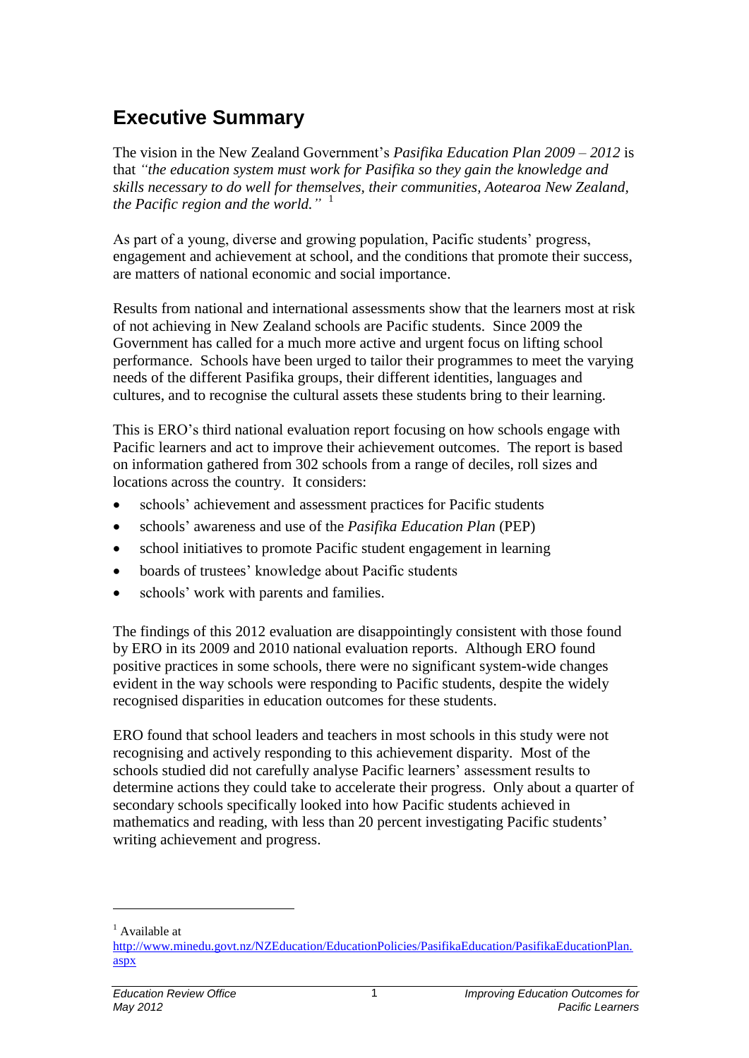# Executive Summary

The vision in the New Zealand Government's *Pasifika Education Plan 2009 – 2012* is that *"the education system must work for Pasifika so they gain the knowledge and skills necessary to do well for themselves, their communities, Aotearoa New Zealand, the Pacific region and the world."* [1]

As part of a young, diverse and growing population, Pacific students' progress, engagement and achievement at school, and the conditions that promote their success, are matters of national economic and social importance.

Results from national and international assessments show that the learners most at risk of not achieving in New Zealand schools are Pacific students. Since 2009 the Government has called for a much more active and urgent focus on lifting school performance. Schools have been urged to tailor their programmes to meet the varying needs of the different Pasifika groups, their different identities, languages and cultures, and to recognise the cultural assets these students bring to their learning.

This is ERO's third national evaluation report focusing on how schools engage with Pacific learners and act to improve their achievement outcomes. The report is based on information gathered from 302 schools from a range of deciles, roll sizes and locations across the country. It considers:

- schools' achievement and assessment practices for Pacific students
- schools' awareness and use of the *Pasifika Education Plan* (PEP)
- school initiatives to promote Pacific student engagement in learning
- boards of trustees' knowledge about Pacific students
- schools' work with parents and families.

The findings of this 2012 evaluation are disappointingly consistent with those found by ERO in its 2009 and 2010 national evaluation reports. Although ERO found positive practices in some schools, there were no significant system-wide changes evident in the way schools were responding to Pacific students, despite the widely recognised disparities in education outcomes for these students.

ERO found that school leaders and teachers in most schools in this study were not recognising and actively responding to this achievement disparity. Most of the schools studied did not carefully analyse Pacific learners' assessment results to determine actions they could take to accelerate their progress. Only about a quarter of secondary schools specifically looked into how Pacific students achieved in mathematics and reading, with less than 20 percent investigating Pacific students' writing achievement and progress.

---

[1] Available at http://www.minedu.govt.nz/NZEducation/EducationPolicies/PasifikaEducation/PasifikaEducationPlan.aspx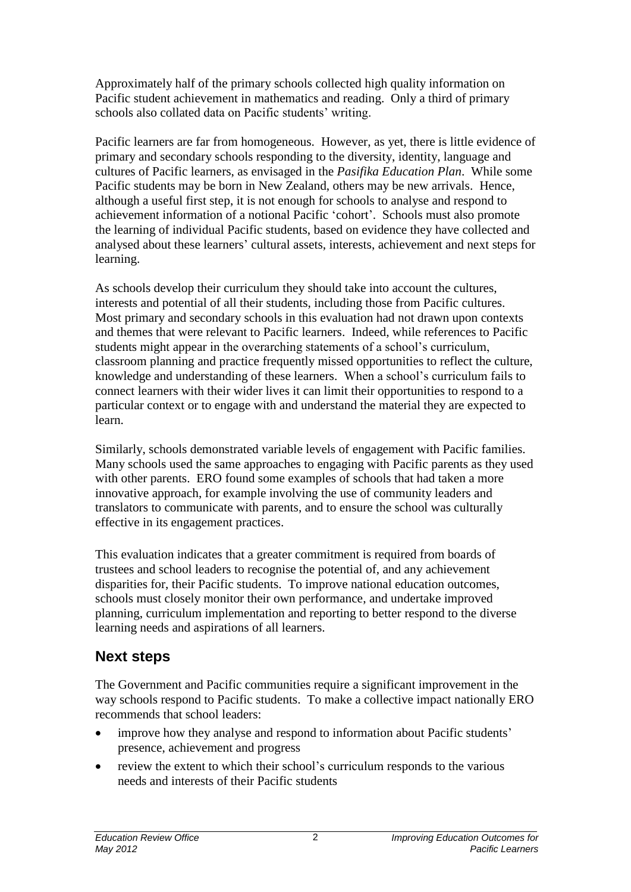Approximately half of the primary schools collected high quality information on Pacific student achievement in mathematics and reading. Only a third of primary schools also collated data on Pacific students' writing.

Pacific learners are far from homogeneous. However, as yet, there is little evidence of primary and secondary schools responding to the diversity, identity, language and cultures of Pacific learners, as envisaged in the *Pasifika Education Plan*. While some Pacific students may be born in New Zealand, others may be new arrivals. Hence, although a useful first step, it is not enough for schools to analyse and respond to achievement information of a notional Pacific 'cohort'. Schools must also promote the learning of individual Pacific students, based on evidence they have collected and analysed about these learners' cultural assets, interests, achievement and next steps for learning.

As schools develop their curriculum they should take into account the cultures, interests and potential of all their students, including those from Pacific cultures. Most primary and secondary schools in this evaluation had not drawn upon contexts and themes that were relevant to Pacific learners. Indeed, while references to Pacific students might appear in the overarching statements of a school's curriculum, classroom planning and practice frequently missed opportunities to reflect the culture, knowledge and understanding of these learners. When a school's curriculum fails to connect learners with their wider lives it can limit their opportunities to respond to a particular context or to engage with and understand the material they are expected to learn.

Similarly, schools demonstrated variable levels of engagement with Pacific families. Many schools used the same approaches to engaging with Pacific parents as they used with other parents. ERO found some examples of schools that had taken a more innovative approach, for example involving the use of community leaders and translators to communicate with parents, and to ensure the school was culturally effective in its engagement practices.

This evaluation indicates that a greater commitment is required from boards of trustees and school leaders to recognise the potential of, and any achievement disparities for, their Pacific students. To improve national education outcomes, schools must closely monitor their own performance, and undertake improved planning, curriculum implementation and reporting to better respond to the diverse learning needs and aspirations of all learners.

## Next steps

The Government and Pacific communities require a significant improvement in the way schools respond to Pacific students. To make a collective impact nationally ERO recommends that school leaders:

- improve how they analyse and respond to information about Pacific students' presence, achievement and progress
- review the extent to which their school's curriculum responds to the various needs and interests of their Pacific students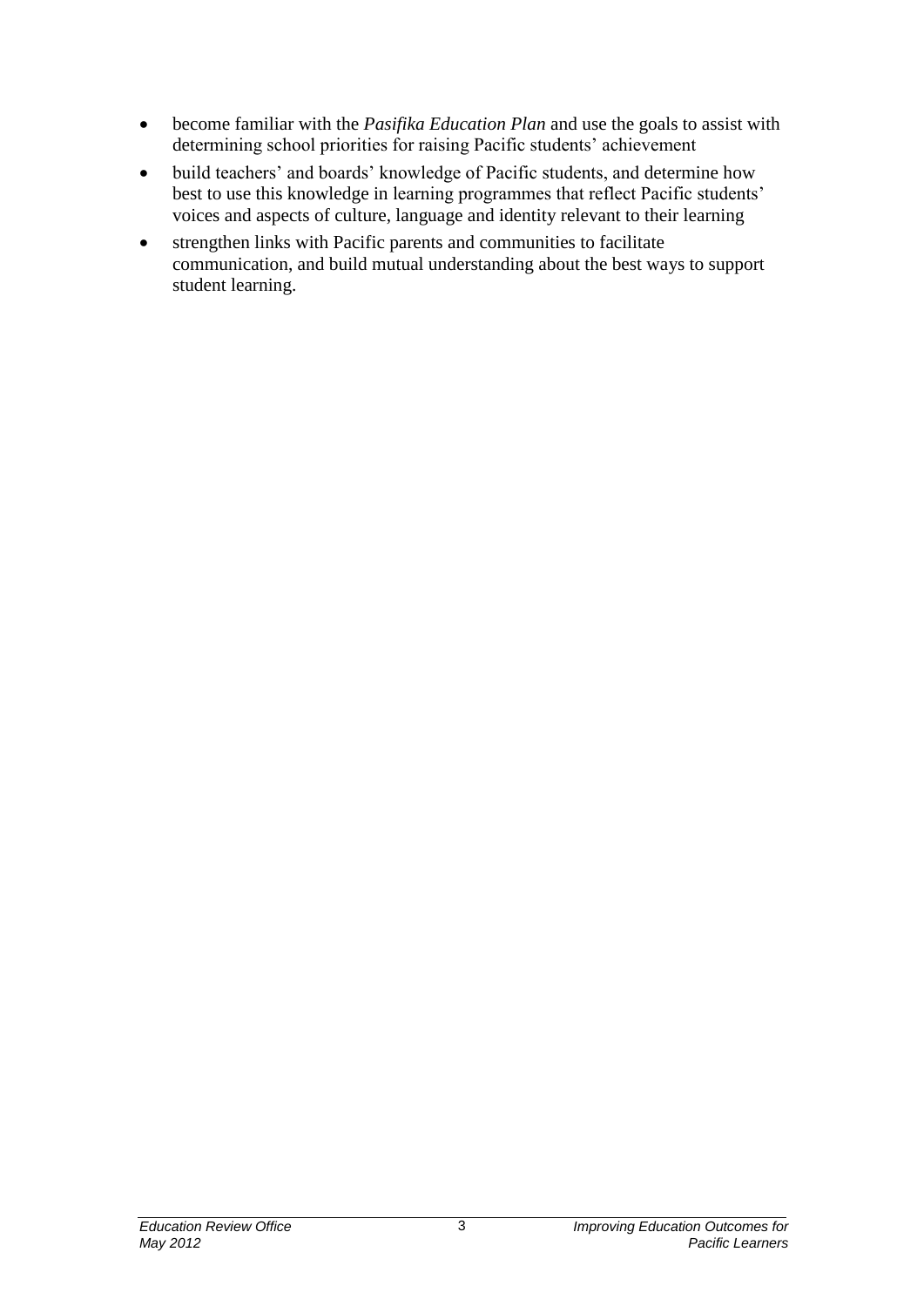- become familiar with the *Pasifika Education Plan* and use the goals to assist with determining school priorities for raising Pacific students' achievement
- build teachers' and boards' knowledge of Pacific students, and determine how best to use this knowledge in learning programmes that reflect Pacific students' voices and aspects of culture, language and identity relevant to their learning
- strengthen links with Pacific parents and communities to facilitate communication, and build mutual understanding about the best ways to support student learning.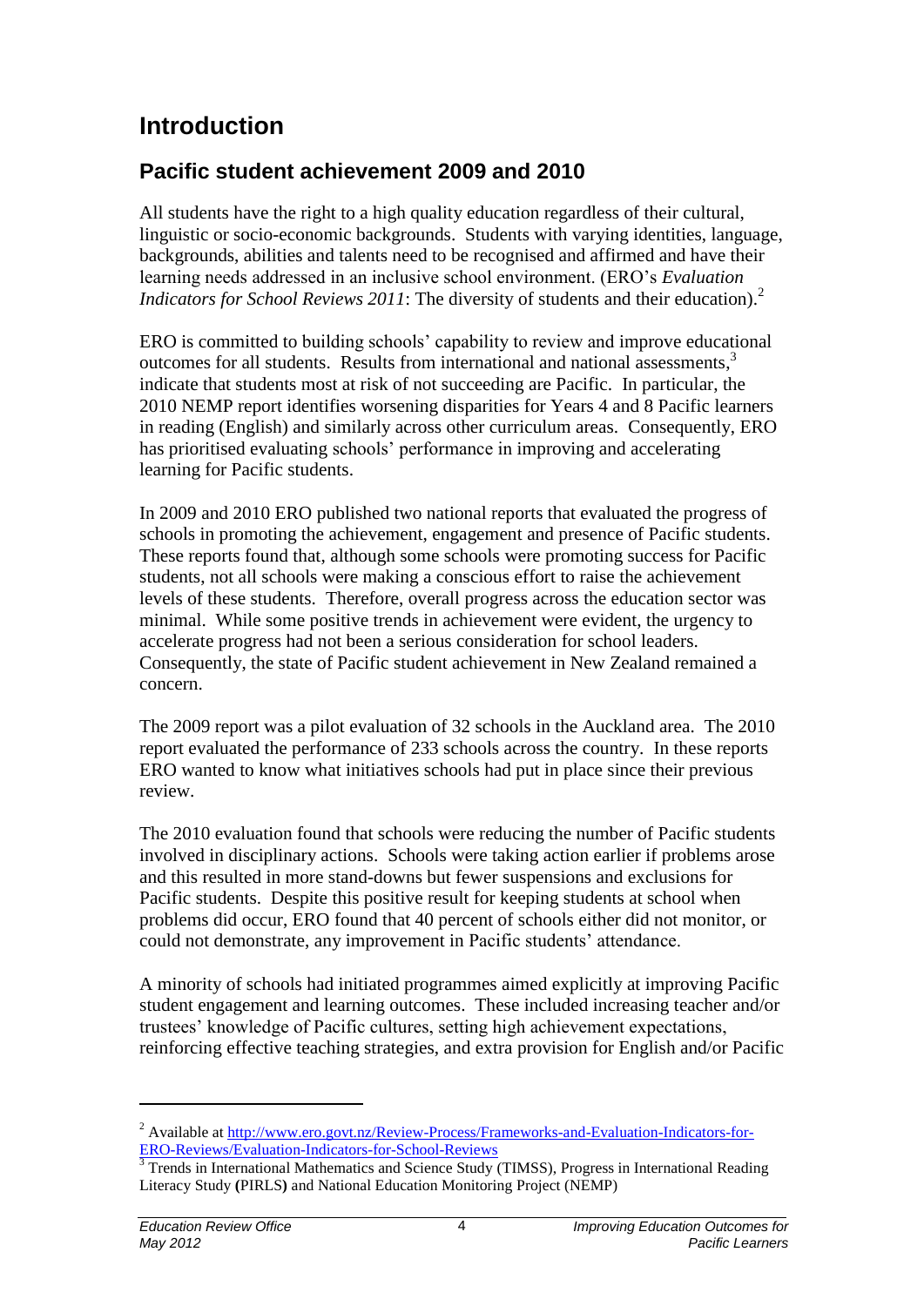# Introduction

## Pacific student achievement 2009 and 2010

All students have the right to a high quality education regardless of their cultural, linguistic or socio-economic backgrounds. Students with varying identities, language, backgrounds, abilities and talents need to be recognised and affirmed and have their learning needs addressed in an inclusive school environment. (ERO's *Evaluation Indicators for School Reviews 2011*: The diversity of students and their education).[2]

ERO is committed to building schools' capability to review and improve educational outcomes for all students. Results from international and national assessments,[3] indicate that students most at risk of not succeeding are Pacific. In particular, the 2010 NEMP report identifies worsening disparities for Years 4 and 8 Pacific learners in reading (English) and similarly across other curriculum areas. Consequently, ERO has prioritised evaluating schools' performance in improving and accelerating learning for Pacific students.

In 2009 and 2010 ERO published two national reports that evaluated the progress of schools in promoting the achievement, engagement and presence of Pacific students. These reports found that, although some schools were promoting success for Pacific students, not all schools were making a conscious effort to raise the achievement levels of these students. Therefore, overall progress across the education sector was minimal. While some positive trends in achievement were evident, the urgency to accelerate progress had not been a serious consideration for school leaders. Consequently, the state of Pacific student achievement in New Zealand remained a concern.

The 2009 report was a pilot evaluation of 32 schools in the Auckland area. The 2010 report evaluated the performance of 233 schools across the country. In these reports ERO wanted to know what initiatives schools had put in place since their previous review.

The 2010 evaluation found that schools were reducing the number of Pacific students involved in disciplinary actions. Schools were taking action earlier if problems arose and this resulted in more stand-downs but fewer suspensions and exclusions for Pacific students. Despite this positive result for keeping students at school when problems did occur, ERO found that 40 percent of schools either did not monitor, or could not demonstrate, any improvement in Pacific students' attendance.

A minority of schools had initiated programmes aimed explicitly at improving Pacific student engagement and learning outcomes. These included increasing teacher and/or trustees' knowledge of Pacific cultures, setting high achievement expectations, reinforcing effective teaching strategies, and extra provision for English and/or Pacific

---

[2] Available at http://www.ero.govt.nz/Review-Process/Frameworks-and-Evaluation-Indicators-for-ERO-Reviews/Evaluation-Indicators-for-School-Reviews

[3] Trends in International Mathematics and Science Study (TIMSS), Progress in International Reading Literacy Study **(**PIRLS**)** and National Education Monitoring Project (NEMP)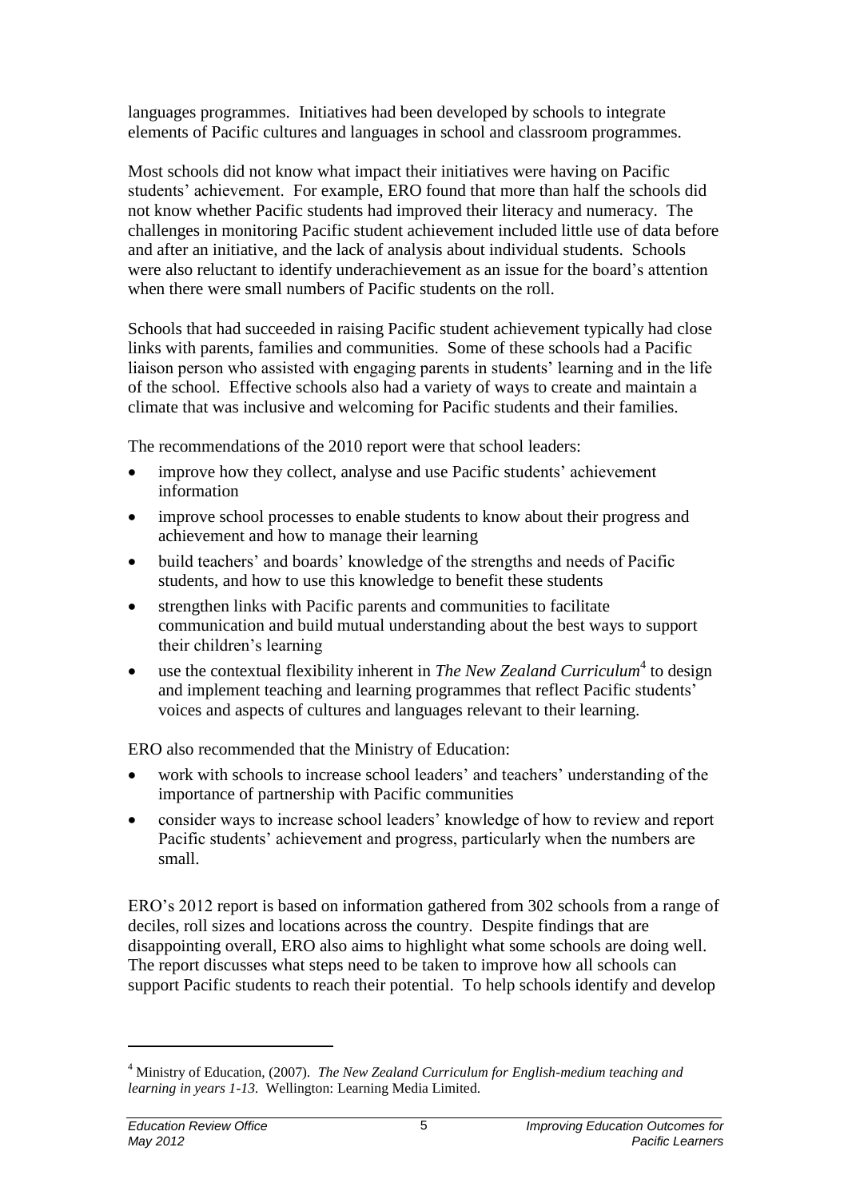languages programmes. Initiatives had been developed by schools to integrate elements of Pacific cultures and languages in school and classroom programmes.

Most schools did not know what impact their initiatives were having on Pacific students' achievement. For example, ERO found that more than half the schools did not know whether Pacific students had improved their literacy and numeracy. The challenges in monitoring Pacific student achievement included little use of data before and after an initiative, and the lack of analysis about individual students. Schools were also reluctant to identify underachievement as an issue for the board's attention when there were small numbers of Pacific students on the roll.

Schools that had succeeded in raising Pacific student achievement typically had close links with parents, families and communities. Some of these schools had a Pacific liaison person who assisted with engaging parents in students' learning and in the life of the school. Effective schools also had a variety of ways to create and maintain a climate that was inclusive and welcoming for Pacific students and their families.

The recommendations of the 2010 report were that school leaders:

- improve how they collect, analyse and use Pacific students' achievement information
- improve school processes to enable students to know about their progress and achievement and how to manage their learning
- build teachers' and boards' knowledge of the strengths and needs of Pacific students, and how to use this knowledge to benefit these students
- strengthen links with Pacific parents and communities to facilitate communication and build mutual understanding about the best ways to support their children's learning
- use the contextual flexibility inherent in *The New Zealand Curriculum*[4] to design and implement teaching and learning programmes that reflect Pacific students' voices and aspects of cultures and languages relevant to their learning.

ERO also recommended that the Ministry of Education:

- work with schools to increase school leaders' and teachers' understanding of the importance of partnership with Pacific communities
- consider ways to increase school leaders' knowledge of how to review and report Pacific students' achievement and progress, particularly when the numbers are small.

ERO's 2012 report is based on information gathered from 302 schools from a range of deciles, roll sizes and locations across the country. Despite findings that are disappointing overall, ERO also aims to highlight what some schools are doing well. The report discusses what steps need to be taken to improve how all schools can support Pacific students to reach their potential. To help schools identify and develop

---

[4] Ministry of Education, (2007). *The New Zealand Curriculum for English-medium teaching and learning in years 1-13.* Wellington: Learning Media Limited.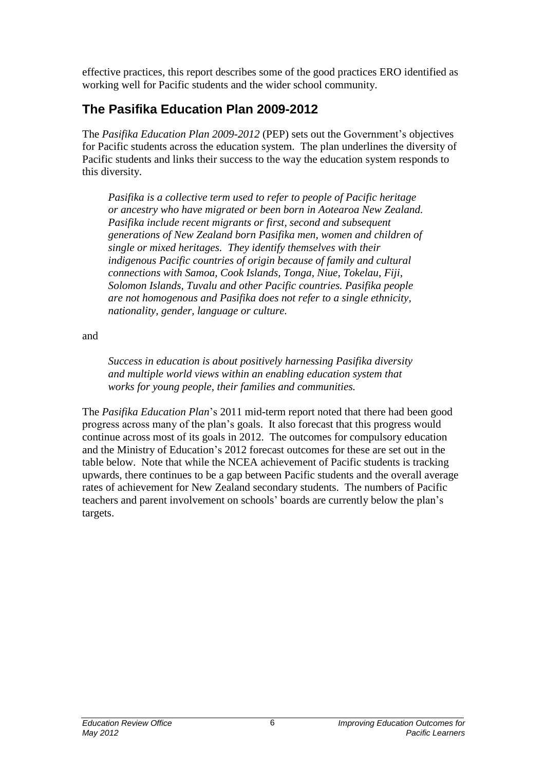effective practices, this report describes some of the good practices ERO identified as working well for Pacific students and the wider school community.

## The Pasifika Education Plan 2009-2012

The *Pasifika Education Plan 2009-2012* (PEP) sets out the Government's objectives for Pacific students across the education system. The plan underlines the diversity of Pacific students and links their success to the way the education system responds to this diversity.

> *Pasifika is a collective term used to refer to people of Pacific heritage or ancestry who have migrated or been born in Aotearoa New Zealand. Pasifika include recent migrants or first, second and subsequent generations of New Zealand born Pasifika men, women and children of single or mixed heritages. They identify themselves with their indigenous Pacific countries of origin because of family and cultural connections with Samoa, Cook Islands, Tonga, Niue, Tokelau, Fiji, Solomon Islands, Tuvalu and other Pacific countries. Pasifika people are not homogenous and Pasifika does not refer to a single ethnicity, nationality, gender, language or culture.*

and

> *Success in education is about positively harnessing Pasifika diversity and multiple world views within an enabling education system that works for young people, their families and communities.*

The *Pasifika Education Plan*'s 2011 mid-term report noted that there had been good progress across many of the plan's goals. It also forecast that this progress would continue across most of its goals in 2012. The outcomes for compulsory education and the Ministry of Education's 2012 forecast outcomes for these are set out in the table below. Note that while the NCEA achievement of Pacific students is tracking upwards, there continues to be a gap between Pacific students and the overall average rates of achievement for New Zealand secondary students. The numbers of Pacific teachers and parent involvement on schools' boards are currently below the plan's targets.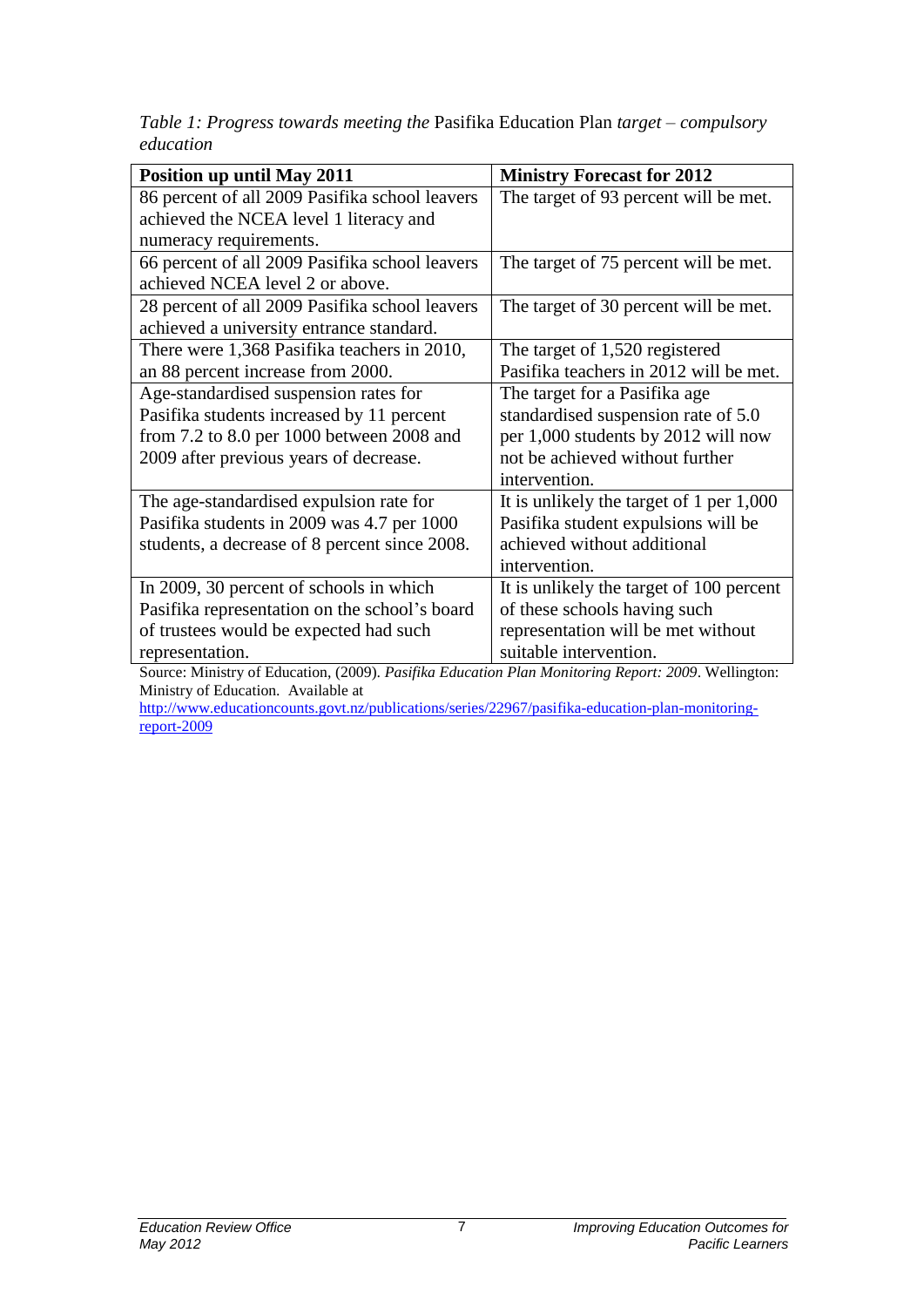*Table 1: Progress towards meeting the* Pasifika Education Plan *target – compulsory education*

| **Position up until May 2011** | **Ministry Forecast for 2012** |
|---|---|
| 86 percent of all 2009 Pasifika school leavers achieved the NCEA level 1 literacy and numeracy requirements. | The target of 93 percent will be met. |
| 66 percent of all 2009 Pasifika school leavers achieved NCEA level 2 or above. | The target of 75 percent will be met. |
| 28 percent of all 2009 Pasifika school leavers achieved a university entrance standard. | The target of 30 percent will be met. |
| There were 1,368 Pasifika teachers in 2010, an 88 percent increase from 2000. | The target of 1,520 registered Pasifika teachers in 2012 will be met. |
| Age-standardised suspension rates for Pasifika students increased by 11 percent from 7.2 to 8.0 per 1000 between 2008 and 2009 after previous years of decrease. | The target for a Pasifika age standardised suspension rate of 5.0 per 1,000 students by 2012 will now not be achieved without further intervention. |
| The age-standardised expulsion rate for Pasifika students in 2009 was 4.7 per 1000 students, a decrease of 8 percent since 2008. | It is unlikely the target of 1 per 1,000 Pasifika student expulsions will be achieved without additional intervention. |
| In 2009, 30 percent of schools in which Pasifika representation on the school's board of trustees would be expected had such representation. | It is unlikely the target of 100 percent of these schools having such representation will be met without suitable intervention. |

Source: Ministry of Education, (2009). *Pasifika Education Plan Monitoring Report: 2009*. Wellington: Ministry of Education. Available at http://www.educationcounts.govt.nz/publications/series/22967/pasifika-education-plan-monitoring-report-2009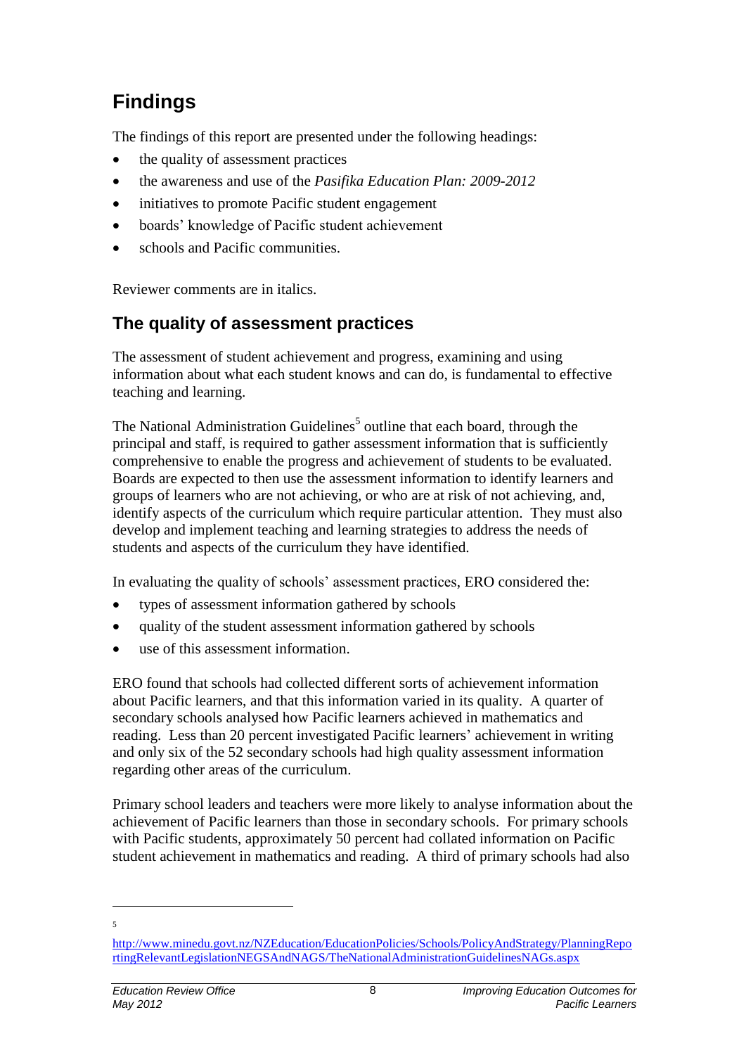# Findings

The findings of this report are presented under the following headings:

- the quality of assessment practices
- the awareness and use of the *Pasifika Education Plan: 2009-2012*
- initiatives to promote Pacific student engagement
- boards' knowledge of Pacific student achievement
- schools and Pacific communities.

Reviewer comments are in italics.

## The quality of assessment practices

The assessment of student achievement and progress, examining and using information about what each student knows and can do, is fundamental to effective teaching and learning.

The National Administration Guidelines[5] outline that each board, through the principal and staff, is required to gather assessment information that is sufficiently comprehensive to enable the progress and achievement of students to be evaluated. Boards are expected to then use the assessment information to identify learners and groups of learners who are not achieving, or who are at risk of not achieving, and, identify aspects of the curriculum which require particular attention. They must also develop and implement teaching and learning strategies to address the needs of students and aspects of the curriculum they have identified.

In evaluating the quality of schools' assessment practices, ERO considered the:

- types of assessment information gathered by schools
- quality of the student assessment information gathered by schools
- use of this assessment information.

ERO found that schools had collected different sorts of achievement information about Pacific learners, and that this information varied in its quality. A quarter of secondary schools analysed how Pacific learners achieved in mathematics and reading. Less than 20 percent investigated Pacific learners' achievement in writing and only six of the 52 secondary schools had high quality assessment information regarding other areas of the curriculum.

Primary school leaders and teachers were more likely to analyse information about the achievement of Pacific learners than those in secondary schools. For primary schools with Pacific students, approximately 50 percent had collated information on Pacific student achievement in mathematics and reading. A third of primary schools had also

---

[5] http://www.minedu.govt.nz/NZEducation/EducationPolicies/Schools/PolicyAndStrategy/PlanningReportingRelevantLegislationNEGSAndNAGS/TheNationalAdministrationGuidelinesNAGs.aspx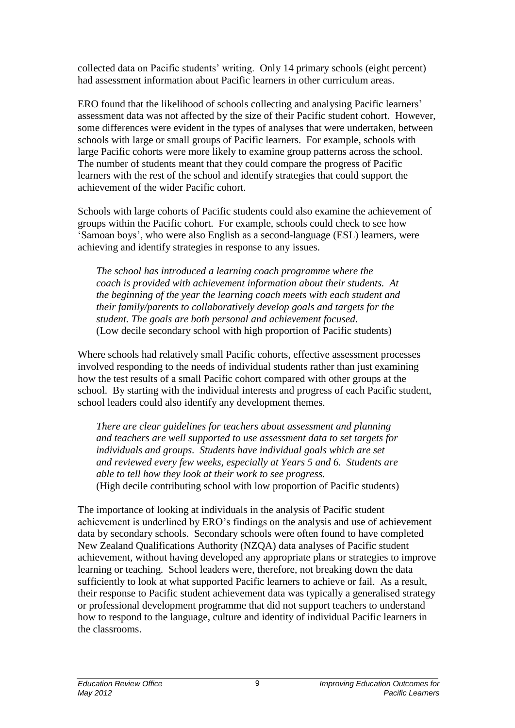collected data on Pacific students' writing. Only 14 primary schools (eight percent) had assessment information about Pacific learners in other curriculum areas.

ERO found that the likelihood of schools collecting and analysing Pacific learners' assessment data was not affected by the size of their Pacific student cohort. However, some differences were evident in the types of analyses that were undertaken, between schools with large or small groups of Pacific learners. For example, schools with large Pacific cohorts were more likely to examine group patterns across the school. The number of students meant that they could compare the progress of Pacific learners with the rest of the school and identify strategies that could support the achievement of the wider Pacific cohort.

Schools with large cohorts of Pacific students could also examine the achievement of groups within the Pacific cohort. For example, schools could check to see how 'Samoan boys', who were also English as a second-language (ESL) learners, were achieving and identify strategies in response to any issues.

> *The school has introduced a learning coach programme where the coach is provided with achievement information about their students. At the beginning of the year the learning coach meets with each student and their family/parents to collaboratively develop goals and targets for the student. The goals are both personal and achievement focused.*
> (Low decile secondary school with high proportion of Pacific students)

Where schools had relatively small Pacific cohorts, effective assessment processes involved responding to the needs of individual students rather than just examining how the test results of a small Pacific cohort compared with other groups at the school. By starting with the individual interests and progress of each Pacific student, school leaders could also identify any development themes.

> *There are clear guidelines for teachers about assessment and planning and teachers are well supported to use assessment data to set targets for individuals and groups. Students have individual goals which are set and reviewed every few weeks, especially at Years 5 and 6. Students are able to tell how they look at their work to see progress.*
> (High decile contributing school with low proportion of Pacific students)

The importance of looking at individuals in the analysis of Pacific student achievement is underlined by ERO's findings on the analysis and use of achievement data by secondary schools. Secondary schools were often found to have completed New Zealand Qualifications Authority (NZQA) data analyses of Pacific student achievement, without having developed any appropriate plans or strategies to improve learning or teaching. School leaders were, therefore, not breaking down the data sufficiently to look at what supported Pacific learners to achieve or fail. As a result, their response to Pacific student achievement data was typically a generalised strategy or professional development programme that did not support teachers to understand how to respond to the language, culture and identity of individual Pacific learners in the classrooms.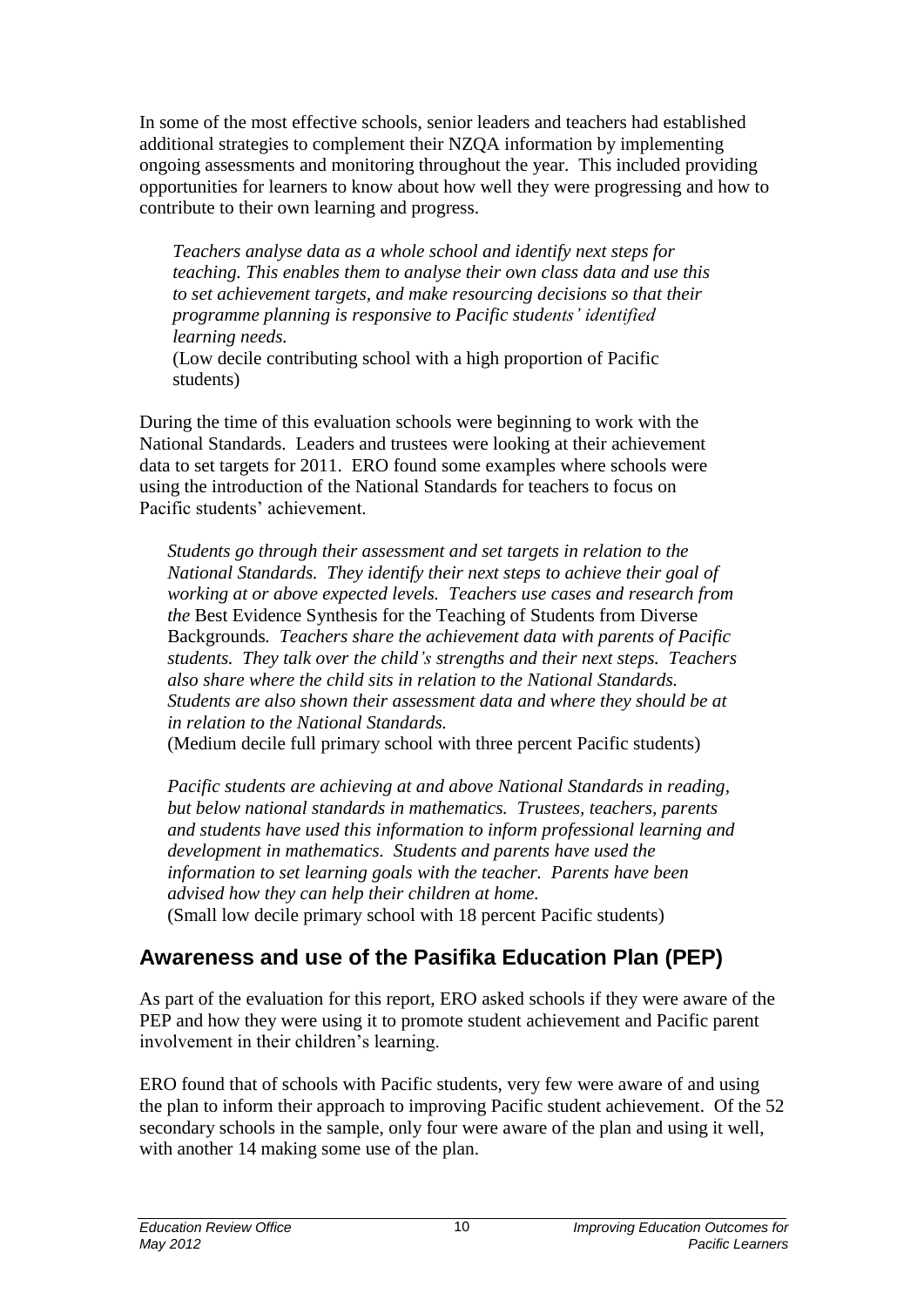In some of the most effective schools, senior leaders and teachers had established additional strategies to complement their NZQA information by implementing ongoing assessments and monitoring throughout the year. This included providing opportunities for learners to know about how well they were progressing and how to contribute to their own learning and progress.

> *Teachers analyse data as a whole school and identify next steps for teaching. This enables them to analyse their own class data and use this to set achievement targets, and make resourcing decisions so that their programme planning is responsive to Pacific students' identified learning needs.*
> (Low decile contributing school with a high proportion of Pacific students)

During the time of this evaluation schools were beginning to work with the National Standards. Leaders and trustees were looking at their achievement data to set targets for 2011. ERO found some examples where schools were using the introduction of the National Standards for teachers to focus on Pacific students' achievement.

> *Students go through their assessment and set targets in relation to the National Standards. They identify their next steps to achieve their goal of working at or above expected levels. Teachers use cases and research from the* Best Evidence Synthesis for the Teaching of Students from Diverse Backgrounds*. Teachers share the achievement data with parents of Pacific students. They talk over the child's strengths and their next steps. Teachers also share where the child sits in relation to the National Standards. Students are also shown their assessment data and where they should be at in relation to the National Standards.*
> (Medium decile full primary school with three percent Pacific students)

> *Pacific students are achieving at and above National Standards in reading, but below national standards in mathematics. Trustees, teachers, parents and students have used this information to inform professional learning and development in mathematics. Students and parents have used the information to set learning goals with the teacher. Parents have been advised how they can help their children at home.*
> (Small low decile primary school with 18 percent Pacific students)

## Awareness and use of the Pasifika Education Plan (PEP)

As part of the evaluation for this report, ERO asked schools if they were aware of the PEP and how they were using it to promote student achievement and Pacific parent involvement in their children's learning.

ERO found that of schools with Pacific students, very few were aware of and using the plan to inform their approach to improving Pacific student achievement. Of the 52 secondary schools in the sample, only four were aware of the plan and using it well, with another 14 making some use of the plan.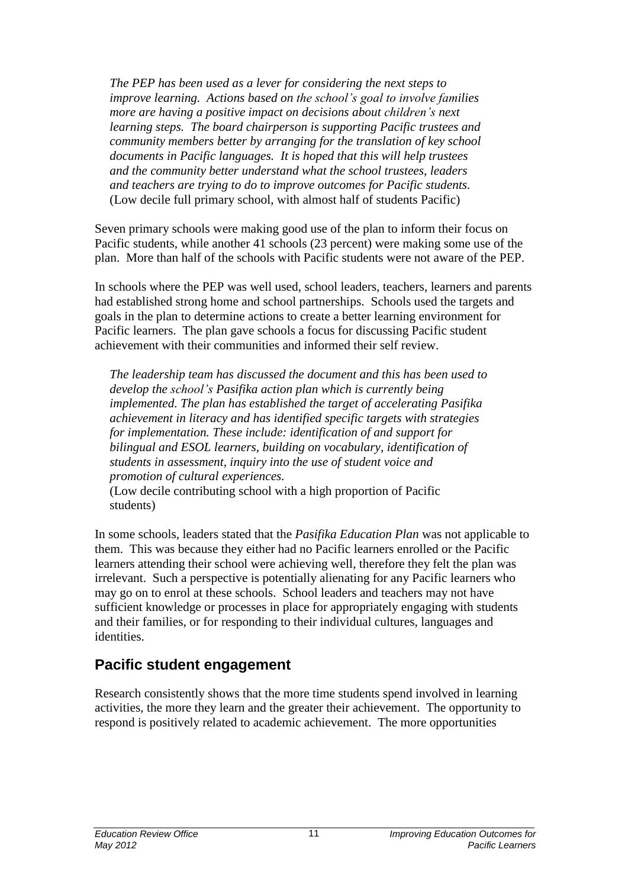*The PEP has been used as a lever for considering the next steps to improve learning. Actions based on the school's goal to involve families more are having a positive impact on decisions about children's next learning steps. The board chairperson is supporting Pacific trustees and community members better by arranging for the translation of key school documents in Pacific languages. It is hoped that this will help trustees and the community better understand what the school trustees, leaders and teachers are trying to do to improve outcomes for Pacific students.*
(Low decile full primary school, with almost half of students Pacific)

Seven primary schools were making good use of the plan to inform their focus on Pacific students, while another 41 schools (23 percent) were making some use of the plan. More than half of the schools with Pacific students were not aware of the PEP.

In schools where the PEP was well used, school leaders, teachers, learners and parents had established strong home and school partnerships. Schools used the targets and goals in the plan to determine actions to create a better learning environment for Pacific learners. The plan gave schools a focus for discussing Pacific student achievement with their communities and informed their self review.

*The leadership team has discussed the document and this has been used to develop the school's Pasifika action plan which is currently being implemented. The plan has established the target of accelerating Pasifika achievement in literacy and has identified specific targets with strategies for implementation. These include: identification of and support for bilingual and ESOL learners, building on vocabulary, identification of students in assessment, inquiry into the use of student voice and promotion of cultural experiences.*
(Low decile contributing school with a high proportion of Pacific students)

In some schools, leaders stated that the *Pasifika Education Plan* was not applicable to them. This was because they either had no Pacific learners enrolled or the Pacific learners attending their school were achieving well, therefore they felt the plan was irrelevant. Such a perspective is potentially alienating for any Pacific learners who may go on to enrol at these schools. School leaders and teachers may not have sufficient knowledge or processes in place for appropriately engaging with students and their families, or for responding to their individual cultures, languages and identities.

## Pacific student engagement

Research consistently shows that the more time students spend involved in learning activities, the more they learn and the greater their achievement. The opportunity to respond is positively related to academic achievement. The more opportunities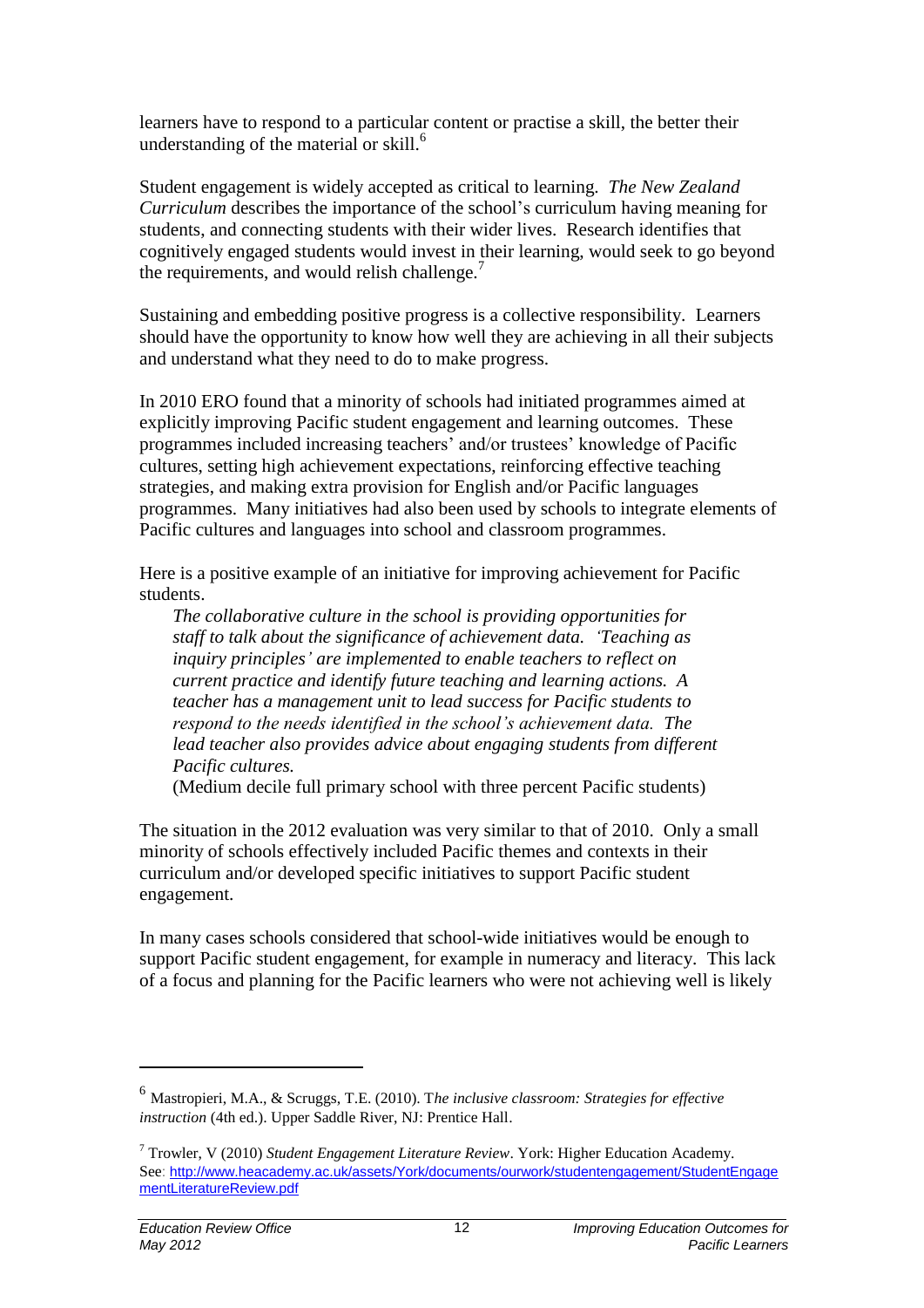learners have to respond to a particular content or practise a skill, the better their understanding of the material or skill.[6]

Student engagement is widely accepted as critical to learning. *The New Zealand Curriculum* describes the importance of the school's curriculum having meaning for students, and connecting students with their wider lives. Research identifies that cognitively engaged students would invest in their learning, would seek to go beyond the requirements, and would relish challenge.[7]

Sustaining and embedding positive progress is a collective responsibility. Learners should have the opportunity to know how well they are achieving in all their subjects and understand what they need to do to make progress.

In 2010 ERO found that a minority of schools had initiated programmes aimed at explicitly improving Pacific student engagement and learning outcomes. These programmes included increasing teachers' and/or trustees' knowledge of Pacific cultures, setting high achievement expectations, reinforcing effective teaching strategies, and making extra provision for English and/or Pacific languages programmes. Many initiatives had also been used by schools to integrate elements of Pacific cultures and languages into school and classroom programmes.

Here is a positive example of an initiative for improving achievement for Pacific students.

> *The collaborative culture in the school is providing opportunities for staff to talk about the significance of achievement data. 'Teaching as inquiry principles' are implemented to enable teachers to reflect on current practice and identify future teaching and learning actions. A teacher has a management unit to lead success for Pacific students to respond to the needs identified in the school's achievement data. The lead teacher also provides advice about engaging students from different Pacific cultures.*
>
> (Medium decile full primary school with three percent Pacific students)

The situation in the 2012 evaluation was very similar to that of 2010. Only a small minority of schools effectively included Pacific themes and contexts in their curriculum and/or developed specific initiatives to support Pacific student engagement.

In many cases schools considered that school-wide initiatives would be enough to support Pacific student engagement, for example in numeracy and literacy. This lack of a focus and planning for the Pacific learners who were not achieving well is likely

---

[6] Mastropieri, M.A., & Scruggs, T.E. (2010). T*he inclusive classroom: Strategies for effective instruction* (4th ed.). Upper Saddle River, NJ: Prentice Hall.

[7] Trowler, V (2010) *Student Engagement Literature Review*. York: Higher Education Academy. See: http://www.heacademy.ac.uk/assets/York/documents/ourwork/studentengagement/StudentEngagementLiteratureReview.pdf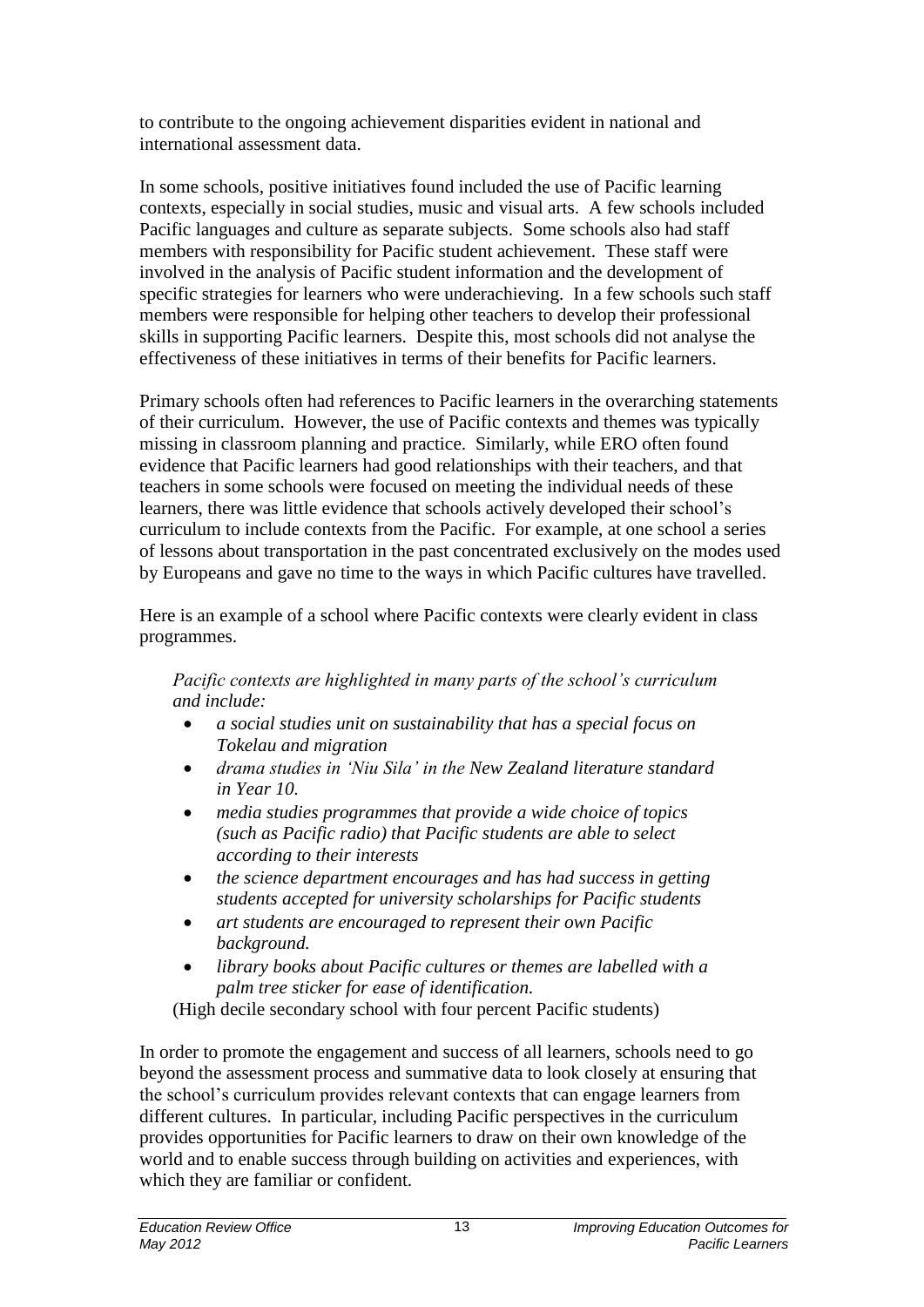to contribute to the ongoing achievement disparities evident in national and international assessment data.

In some schools, positive initiatives found included the use of Pacific learning contexts, especially in social studies, music and visual arts. A few schools included Pacific languages and culture as separate subjects. Some schools also had staff members with responsibility for Pacific student achievement. These staff were involved in the analysis of Pacific student information and the development of specific strategies for learners who were underachieving. In a few schools such staff members were responsible for helping other teachers to develop their professional skills in supporting Pacific learners. Despite this, most schools did not analyse the effectiveness of these initiatives in terms of their benefits for Pacific learners.

Primary schools often had references to Pacific learners in the overarching statements of their curriculum. However, the use of Pacific contexts and themes was typically missing in classroom planning and practice. Similarly, while ERO often found evidence that Pacific learners had good relationships with their teachers, and that teachers in some schools were focused on meeting the individual needs of these learners, there was little evidence that schools actively developed their school's curriculum to include contexts from the Pacific. For example, at one school a series of lessons about transportation in the past concentrated exclusively on the modes used by Europeans and gave no time to the ways in which Pacific cultures have travelled.

Here is an example of a school where Pacific contexts were clearly evident in class programmes.

> *Pacific contexts are highlighted in many parts of the school's curriculum and include:*
>
> - *a social studies unit on sustainability that has a special focus on Tokelau and migration*
> - *drama studies in 'Niu Sila' in the New Zealand literature standard in Year 10.*
> - *media studies programmes that provide a wide choice of topics (such as Pacific radio) that Pacific students are able to select according to their interests*
> - *the science department encourages and has had success in getting students accepted for university scholarships for Pacific students*
> - *art students are encouraged to represent their own Pacific background.*
> - *library books about Pacific cultures or themes are labelled with a palm tree sticker for ease of identification.*
>
> (High decile secondary school with four percent Pacific students)

In order to promote the engagement and success of all learners, schools need to go beyond the assessment process and summative data to look closely at ensuring that the school's curriculum provides relevant contexts that can engage learners from different cultures. In particular, including Pacific perspectives in the curriculum provides opportunities for Pacific learners to draw on their own knowledge of the world and to enable success through building on activities and experiences, with which they are familiar or confident.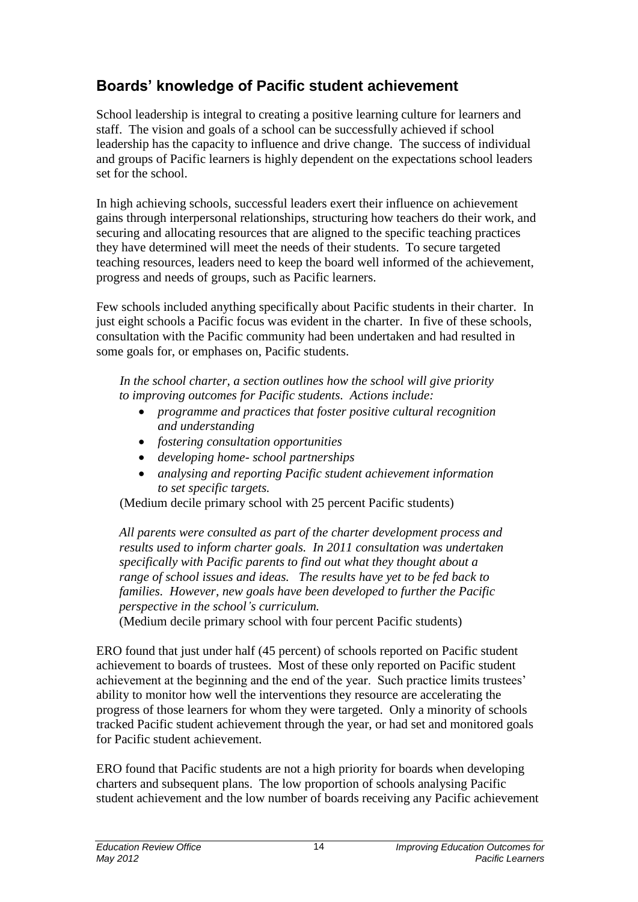## Boards' knowledge of Pacific student achievement

School leadership is integral to creating a positive learning culture for learners and staff. The vision and goals of a school can be successfully achieved if school leadership has the capacity to influence and drive change. The success of individual and groups of Pacific learners is highly dependent on the expectations school leaders set for the school.

In high achieving schools, successful leaders exert their influence on achievement gains through interpersonal relationships, structuring how teachers do their work, and securing and allocating resources that are aligned to the specific teaching practices they have determined will meet the needs of their students. To secure targeted teaching resources, leaders need to keep the board well informed of the achievement, progress and needs of groups, such as Pacific learners.

Few schools included anything specifically about Pacific students in their charter. In just eight schools a Pacific focus was evident in the charter. In five of these schools, consultation with the Pacific community had been undertaken and had resulted in some goals for, or emphases on, Pacific students.

> *In the school charter, a section outlines how the school will give priority to improving outcomes for Pacific students. Actions include:*
>
> - *programme and practices that foster positive cultural recognition and understanding*
> - *fostering consultation opportunities*
> - *developing home- school partnerships*
> - *analysing and reporting Pacific student achievement information to set specific targets.*
>
> (Medium decile primary school with 25 percent Pacific students)

> *All parents were consulted as part of the charter development process and results used to inform charter goals. In 2011 consultation was undertaken specifically with Pacific parents to find out what they thought about a range of school issues and ideas. The results have yet to be fed back to families. However, new goals have been developed to further the Pacific perspective in the school's curriculum.*
>
> (Medium decile primary school with four percent Pacific students)

ERO found that just under half (45 percent) of schools reported on Pacific student achievement to boards of trustees. Most of these only reported on Pacific student achievement at the beginning and the end of the year. Such practice limits trustees' ability to monitor how well the interventions they resource are accelerating the progress of those learners for whom they were targeted. Only a minority of schools tracked Pacific student achievement through the year, or had set and monitored goals for Pacific student achievement.

ERO found that Pacific students are not a high priority for boards when developing charters and subsequent plans. The low proportion of schools analysing Pacific student achievement and the low number of boards receiving any Pacific achievement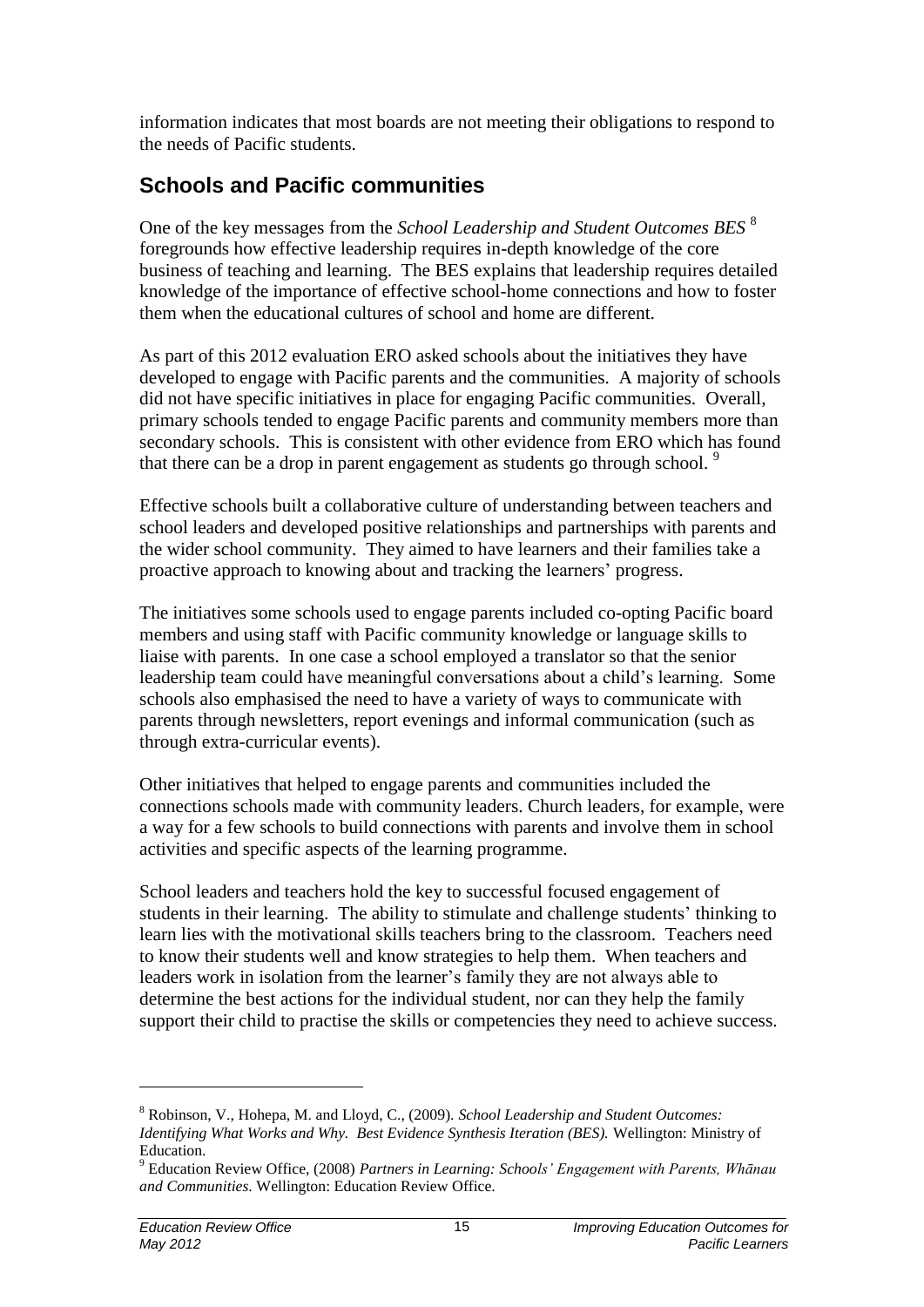information indicates that most boards are not meeting their obligations to respond to the needs of Pacific students.

## Schools and Pacific communities

One of the key messages from the *School Leadership and Student Outcomes BES* [8] foregrounds how effective leadership requires in-depth knowledge of the core business of teaching and learning. The BES explains that leadership requires detailed knowledge of the importance of effective school-home connections and how to foster them when the educational cultures of school and home are different.

As part of this 2012 evaluation ERO asked schools about the initiatives they have developed to engage with Pacific parents and the communities. A majority of schools did not have specific initiatives in place for engaging Pacific communities. Overall, primary schools tended to engage Pacific parents and community members more than secondary schools. This is consistent with other evidence from ERO which has found that there can be a drop in parent engagement as students go through school. [9]

Effective schools built a collaborative culture of understanding between teachers and school leaders and developed positive relationships and partnerships with parents and the wider school community. They aimed to have learners and their families take a proactive approach to knowing about and tracking the learners' progress.

The initiatives some schools used to engage parents included co-opting Pacific board members and using staff with Pacific community knowledge or language skills to liaise with parents. In one case a school employed a translator so that the senior leadership team could have meaningful conversations about a child's learning. Some schools also emphasised the need to have a variety of ways to communicate with parents through newsletters, report evenings and informal communication (such as through extra-curricular events).

Other initiatives that helped to engage parents and communities included the connections schools made with community leaders. Church leaders, for example, were a way for a few schools to build connections with parents and involve them in school activities and specific aspects of the learning programme.

School leaders and teachers hold the key to successful focused engagement of students in their learning. The ability to stimulate and challenge students' thinking to learn lies with the motivational skills teachers bring to the classroom. Teachers need to know their students well and know strategies to help them. When teachers and leaders work in isolation from the learner's family they are not always able to determine the best actions for the individual student, nor can they help the family support their child to practise the skills or competencies they need to achieve success.

---

[8] Robinson, V., Hohepa, M. and Lloyd, C., (2009). *School Leadership and Student Outcomes: Identifying What Works and Why. Best Evidence Synthesis Iteration (BES).* Wellington: Ministry of Education.

[9] Education Review Office, (2008) *Partners in Learning: Schools' Engagement with Parents, Whānau and Communities.* Wellington: Education Review Office.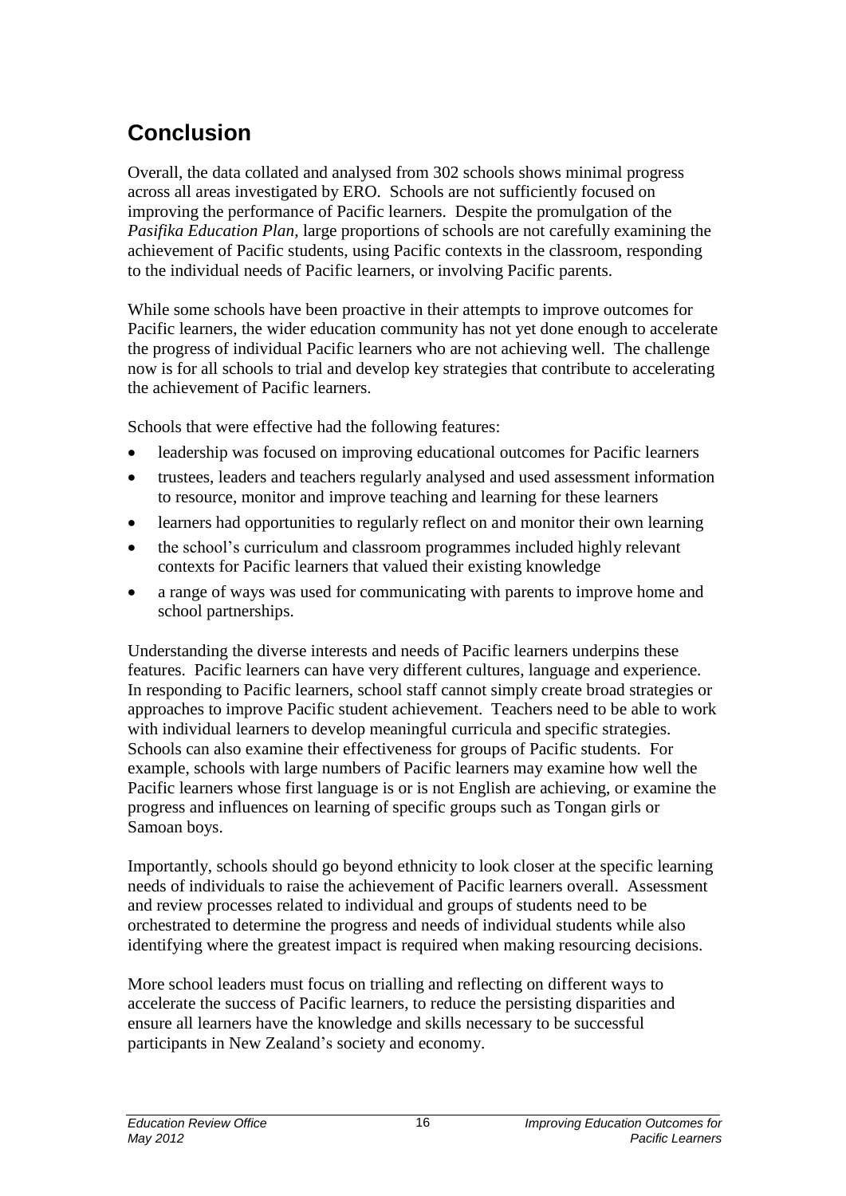## Conclusion

Overall, the data collated and analysed from 302 schools shows minimal progress across all areas investigated by ERO. Schools are not sufficiently focused on improving the performance of Pacific learners. Despite the promulgation of the *Pasifika Education Plan*, large proportions of schools are not carefully examining the achievement of Pacific students, using Pacific contexts in the classroom, responding to the individual needs of Pacific learners, or involving Pacific parents.

While some schools have been proactive in their attempts to improve outcomes for Pacific learners, the wider education community has not yet done enough to accelerate the progress of individual Pacific learners who are not achieving well. The challenge now is for all schools to trial and develop key strategies that contribute to accelerating the achievement of Pacific learners.

Schools that were effective had the following features:

- leadership was focused on improving educational outcomes for Pacific learners
- trustees, leaders and teachers regularly analysed and used assessment information to resource, monitor and improve teaching and learning for these learners
- learners had opportunities to regularly reflect on and monitor their own learning
- the school's curriculum and classroom programmes included highly relevant contexts for Pacific learners that valued their existing knowledge
- a range of ways was used for communicating with parents to improve home and school partnerships.

Understanding the diverse interests and needs of Pacific learners underpins these features. Pacific learners can have very different cultures, language and experience. In responding to Pacific learners, school staff cannot simply create broad strategies or approaches to improve Pacific student achievement. Teachers need to be able to work with individual learners to develop meaningful curricula and specific strategies. Schools can also examine their effectiveness for groups of Pacific students. For example, schools with large numbers of Pacific learners may examine how well the Pacific learners whose first language is or is not English are achieving, or examine the progress and influences on learning of specific groups such as Tongan girls or Samoan boys.

Importantly, schools should go beyond ethnicity to look closer at the specific learning needs of individuals to raise the achievement of Pacific learners overall. Assessment and review processes related to individual and groups of students need to be orchestrated to determine the progress and needs of individual students while also identifying where the greatest impact is required when making resourcing decisions.

More school leaders must focus on trialling and reflecting on different ways to accelerate the success of Pacific learners, to reduce the persisting disparities and ensure all learners have the knowledge and skills necessary to be successful participants in New Zealand's society and economy.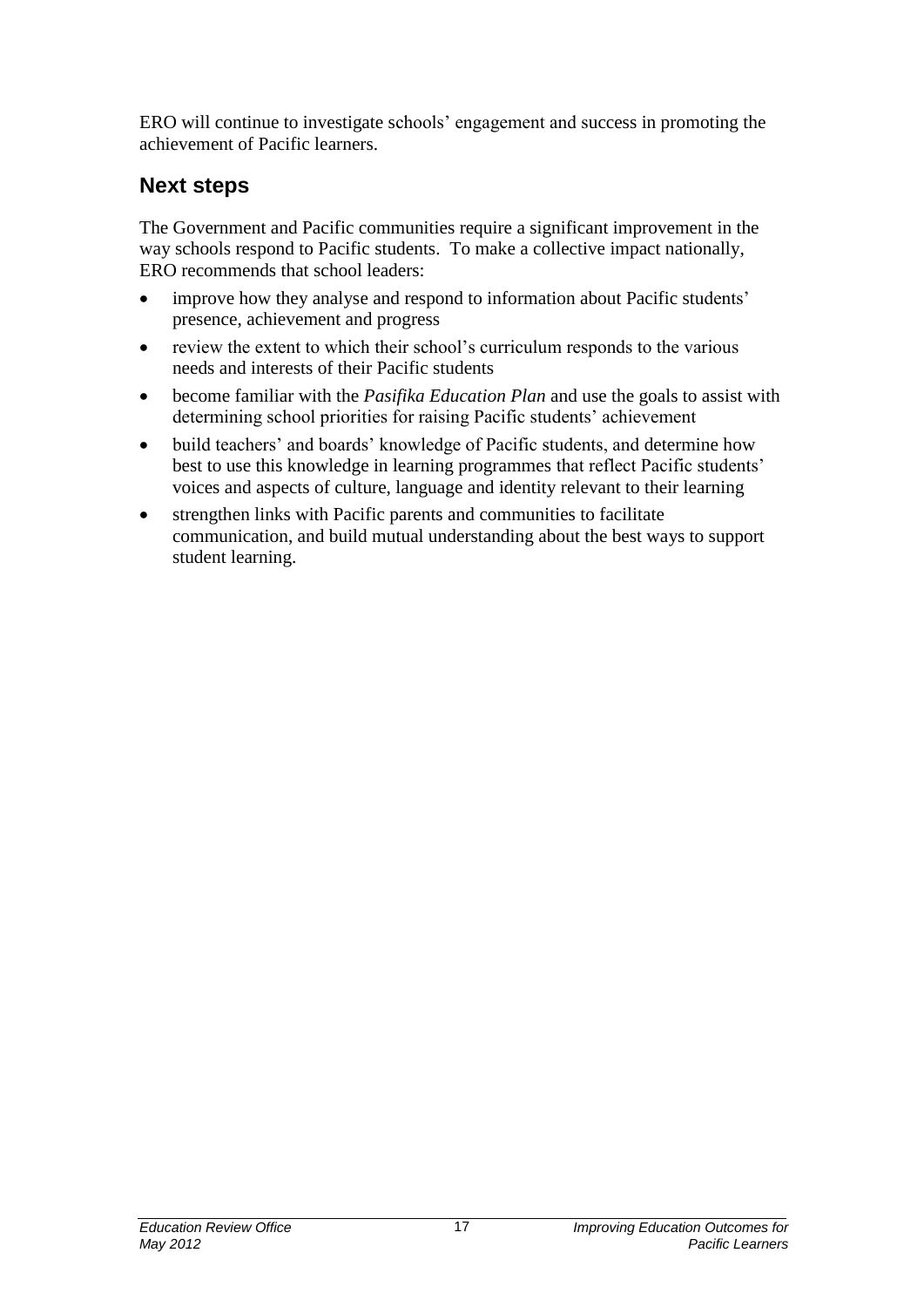ERO will continue to investigate schools' engagement and success in promoting the achievement of Pacific learners.

## Next steps

The Government and Pacific communities require a significant improvement in the way schools respond to Pacific students. To make a collective impact nationally, ERO recommends that school leaders:

- improve how they analyse and respond to information about Pacific students' presence, achievement and progress
- review the extent to which their school's curriculum responds to the various needs and interests of their Pacific students
- become familiar with the *Pasifika Education Plan* and use the goals to assist with determining school priorities for raising Pacific students' achievement
- build teachers' and boards' knowledge of Pacific students, and determine how best to use this knowledge in learning programmes that reflect Pacific students' voices and aspects of culture, language and identity relevant to their learning
- strengthen links with Pacific parents and communities to facilitate communication, and build mutual understanding about the best ways to support student learning.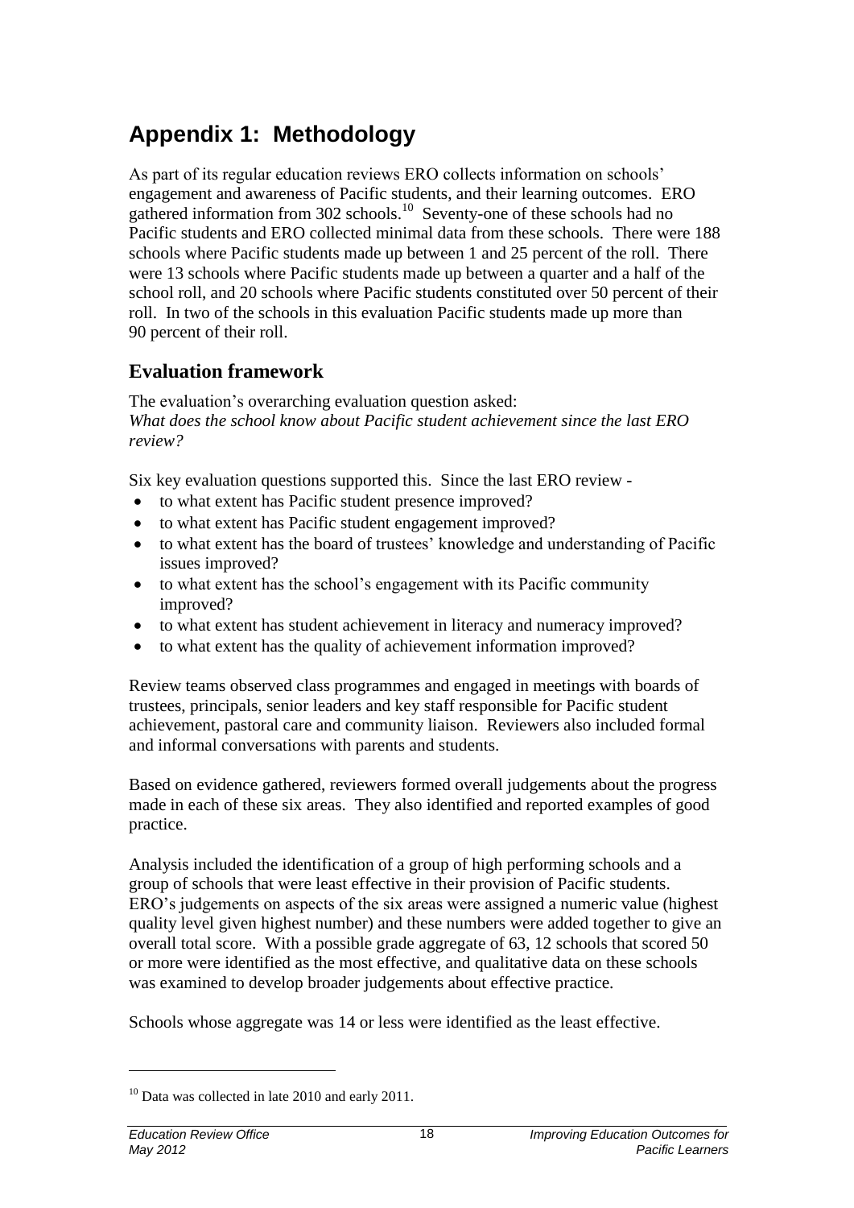# Appendix 1: Methodology

As part of its regular education reviews ERO collects information on schools' engagement and awareness of Pacific students, and their learning outcomes. ERO gathered information from 302 schools.[10] Seventy-one of these schools had no Pacific students and ERO collected minimal data from these schools. There were 188 schools where Pacific students made up between 1 and 25 percent of the roll. There were 13 schools where Pacific students made up between a quarter and a half of the school roll, and 20 schools where Pacific students constituted over 50 percent of their roll. In two of the schools in this evaluation Pacific students made up more than 90 percent of their roll.

## Evaluation framework

The evaluation's overarching evaluation question asked:
*What does the school know about Pacific student achievement since the last ERO review?*

Six key evaluation questions supported this. Since the last ERO review -

- to what extent has Pacific student presence improved?
- to what extent has Pacific student engagement improved?
- to what extent has the board of trustees' knowledge and understanding of Pacific issues improved?
- to what extent has the school's engagement with its Pacific community improved?
- to what extent has student achievement in literacy and numeracy improved?
- to what extent has the quality of achievement information improved?

Review teams observed class programmes and engaged in meetings with boards of trustees, principals, senior leaders and key staff responsible for Pacific student achievement, pastoral care and community liaison. Reviewers also included formal and informal conversations with parents and students.

Based on evidence gathered, reviewers formed overall judgements about the progress made in each of these six areas. They also identified and reported examples of good practice.

Analysis included the identification of a group of high performing schools and a group of schools that were least effective in their provision of Pacific students. ERO's judgements on aspects of the six areas were assigned a numeric value (highest quality level given highest number) and these numbers were added together to give an overall total score. With a possible grade aggregate of 63, 12 schools that scored 50 or more were identified as the most effective, and qualitative data on these schools was examined to develop broader judgements about effective practice.

Schools whose aggregate was 14 or less were identified as the least effective.

[10] Data was collected in late 2010 and early 2011.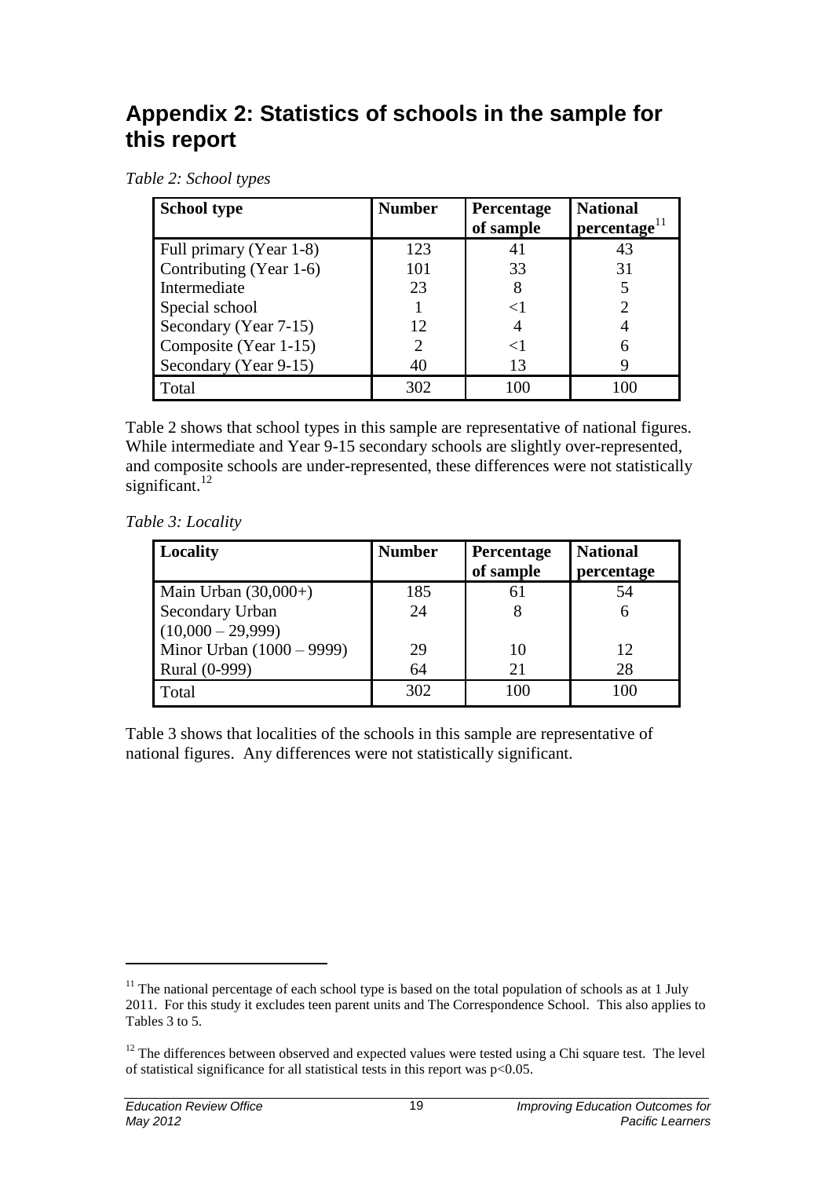# Appendix 2: Statistics of schools in the sample for this report

*Table 2: School types*

| School type | Number | Percentage of sample | National percentage[11] |
|---|---|---|---|
| Full primary (Year 1-8) | 123 | 41 | 43 |
| Contributing (Year 1-6) | 101 | 33 | 31 |
| Intermediate | 23 | 8 | 5 |
| Special school | 1 | <1 | 2 |
| Secondary (Year 7-15) | 12 | 4 | 4 |
| Composite (Year 1-15) | 2 | <1 | 6 |
| Secondary (Year 9-15) | 40 | 13 | 9 |
| Total | 302 | 100 | 100 |

Table 2 shows that school types in this sample are representative of national figures. While intermediate and Year 9-15 secondary schools are slightly over-represented, and composite schools are under-represented, these differences were not statistically significant.[12]

*Table 3: Locality*

| Locality | Number | Percentage of sample | National percentage |
|---|---|---|---|
| Main Urban (30,000+) | 185 | 61 | 54 |
| Secondary Urban (10,000 – 29,999) | 24 | 8 | 6 |
| Minor Urban (1000 – 9999) | 29 | 10 | 12 |
| Rural (0-999) | 64 | 21 | 28 |
| Total | 302 | 100 | 100 |

Table 3 shows that localities of the schools in this sample are representative of national figures. Any differences were not statistically significant.

---

[11] The national percentage of each school type is based on the total population of schools as at 1 July 2011. For this study it excludes teen parent units and The Correspondence School. This also applies to Tables 3 to 5.

[12] The differences between observed and expected values were tested using a Chi square test. The level of statistical significance for all statistical tests in this report was $p<0.05$.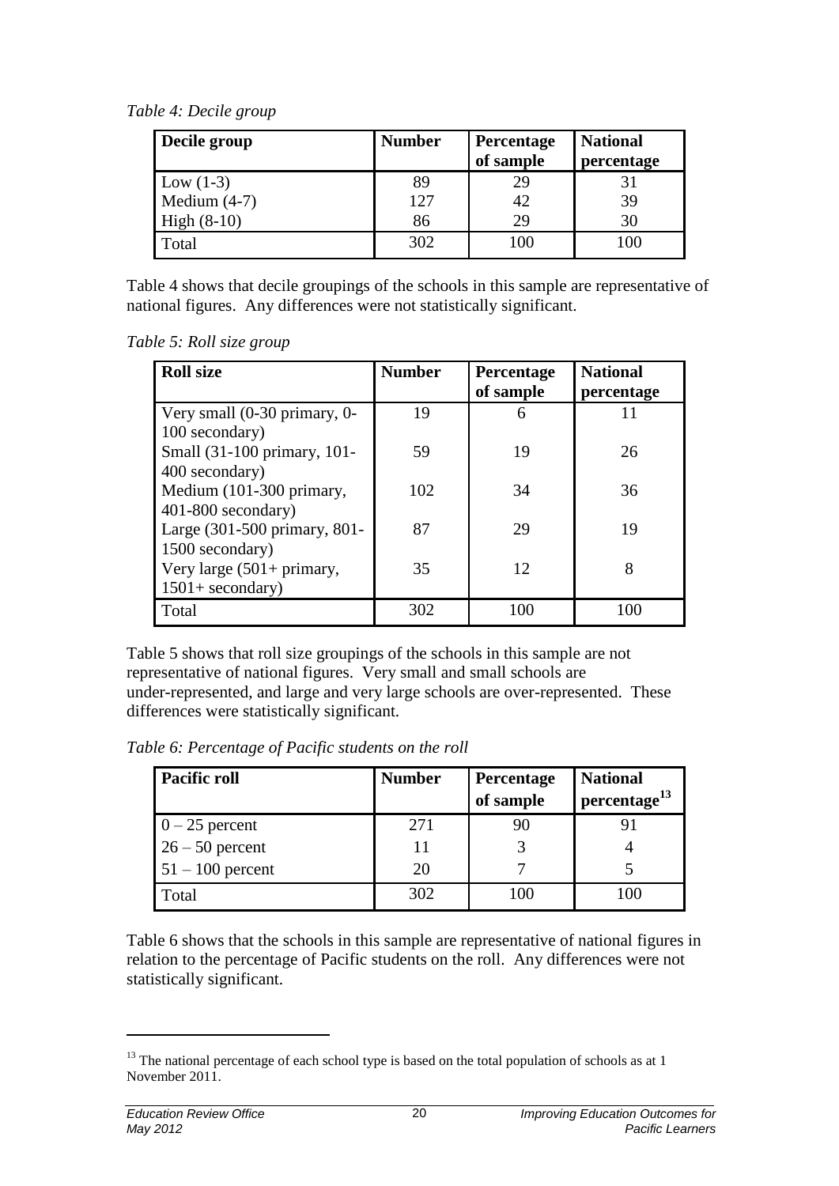*Table 4: Decile group*

| Decile group | Number | Percentage of sample | National percentage |
|---|---|---|---|
| Low (1-3) | 89 | 29 | 31 |
| Medium (4-7) | 127 | 42 | 39 |
| High (8-10) | 86 | 29 | 30 |
| Total | 302 | 100 | 100 |

Table 4 shows that decile groupings of the schools in this sample are representative of national figures. Any differences were not statistically significant.

*Table 5: Roll size group*

| Roll size | Number | Percentage of sample | National percentage |
|---|---|---|---|
| Very small (0-30 primary, 0-100 secondary) | 19 | 6 | 11 |
| Small (31-100 primary, 101-400 secondary) | 59 | 19 | 26 |
| Medium (101-300 primary, 401-800 secondary) | 102 | 34 | 36 |
| Large (301-500 primary, 801-1500 secondary) | 87 | 29 | 19 |
| Very large (501+ primary, 1501+ secondary) | 35 | 12 | 8 |
| Total | 302 | 100 | 100 |

Table 5 shows that roll size groupings of the schools in this sample are not representative of national figures. Very small and small schools are under-represented, and large and very large schools are over-represented. These differences were statistically significant.

*Table 6: Percentage of Pacific students on the roll*

| Pacific roll | Number | Percentage of sample | National percentage[13] |
|---|---|---|---|
| 0 – 25 percent | 271 | 90 | 91 |
| 26 – 50 percent | 11 | 3 | 4 |
| 51 – 100 percent | 20 | 7 | 5 |
| Total | 302 | 100 | 100 |

Table 6 shows that the schools in this sample are representative of national figures in relation to the percentage of Pacific students on the roll. Any differences were not statistically significant.

[13] The national percentage of each school type is based on the total population of schools as at 1 November 2011.